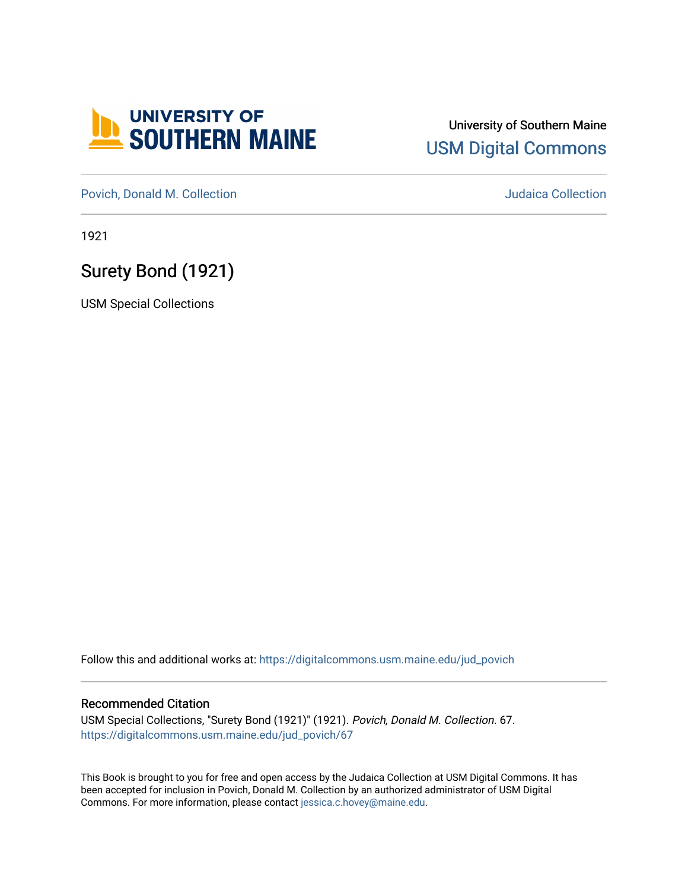University of Southern Maine

USM Digital Commons

Povich, Donald M. Collection

Judaica Collection

1921

# Surety Bond (1921)

USM Special Collections

Follow this and additional works at: https://digitalcommons.usm.maine.edu/jud_povich

## Recommended Citation

USM Special Collections, "Surety Bond (1921)" (1921). *Povich, Donald M. Collection*. 67.
https://digitalcommons.usm.maine.edu/jud_povich/67

This Book is brought to you for free and open access by the Judaica Collection at USM Digital Commons. It has been accepted for inclusion in Povich, Donald M. Collection by an authorized administrator of USM Digital Commons. For more information, please contact jessica.c.hovey@maine.edu.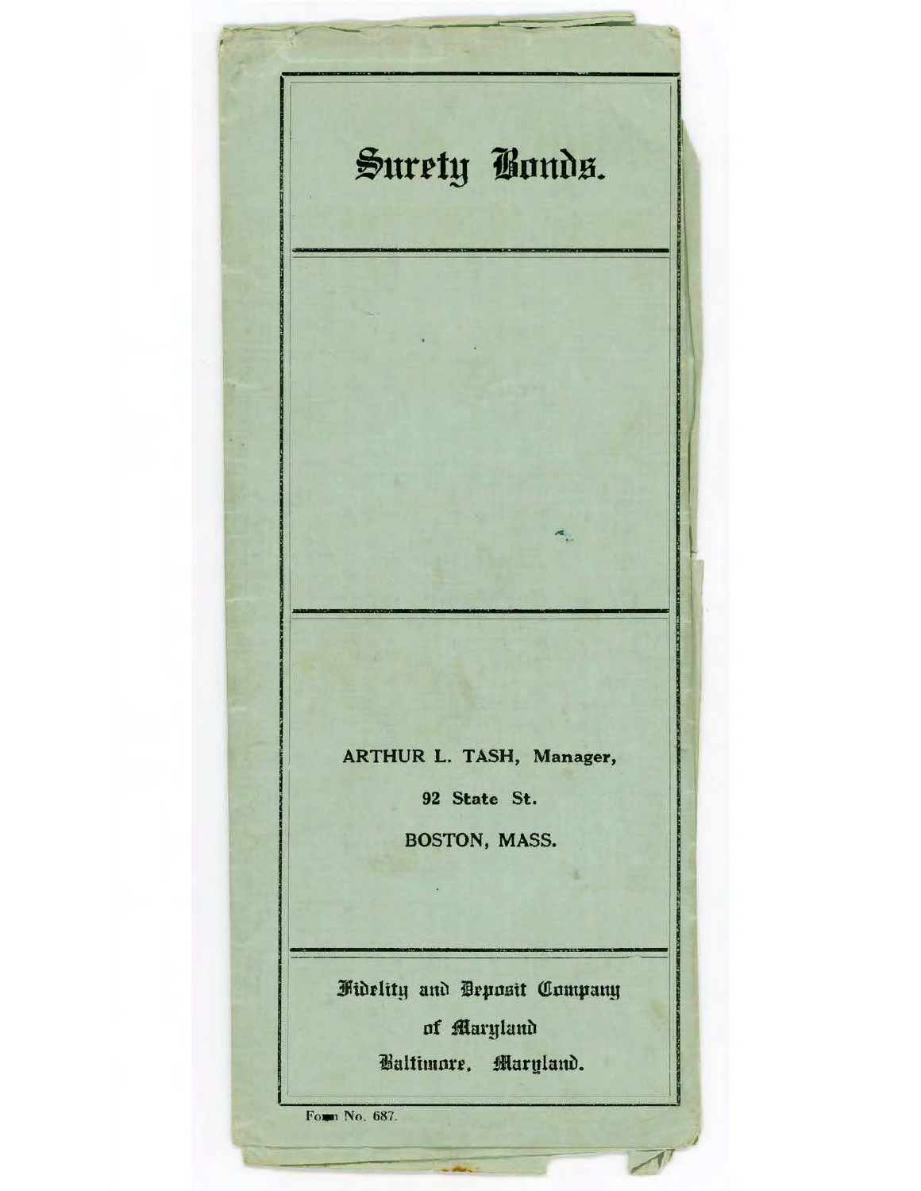# Surety Bonds.

ARTHUR L. TASH, Manager,

92 State St.

BOSTON, MASS.

Fidelity and Deposit Company

of Maryland

Baltimore, Maryland.

Form No. 687.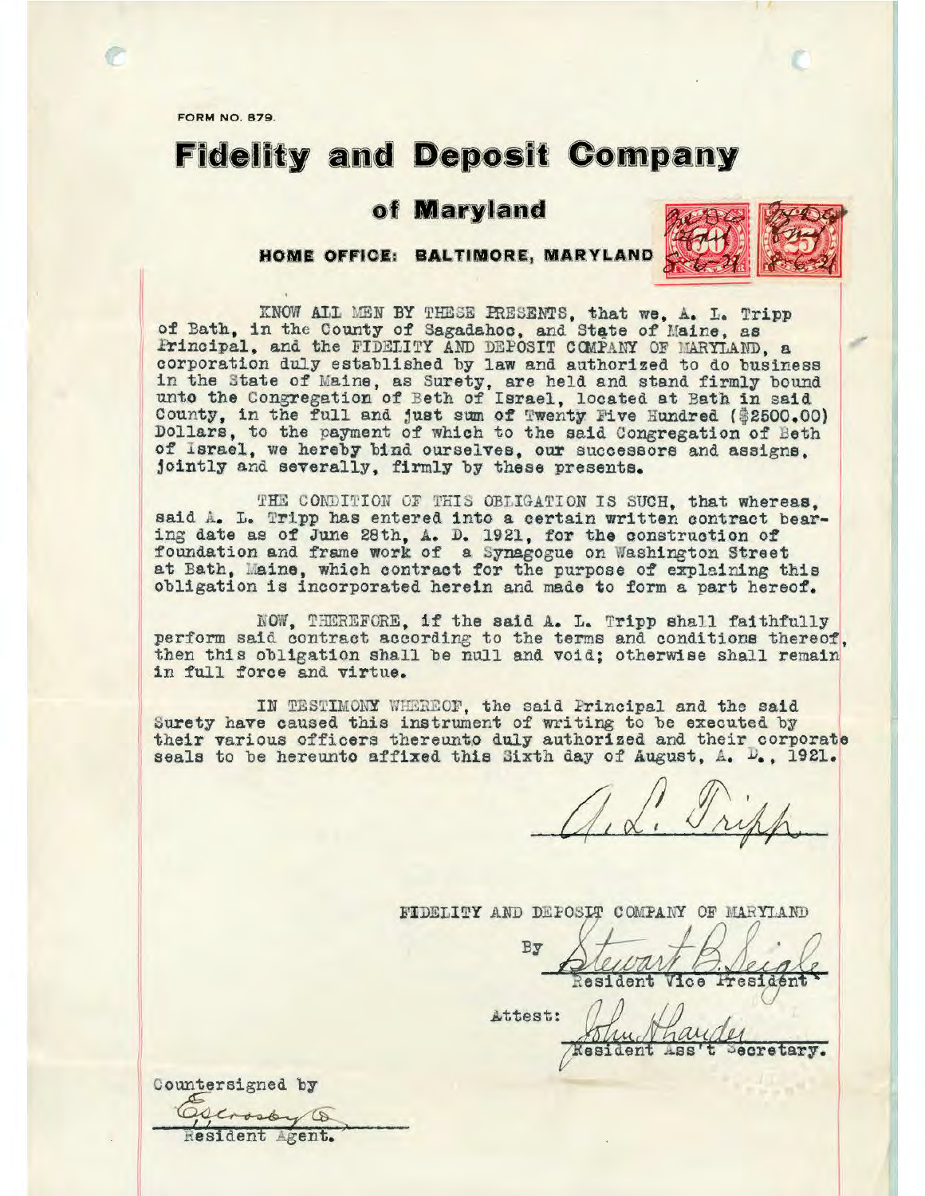FORM NO. 879.

# Fidelity and Deposit Company

## of Maryland

**HOME OFFICE: BALTIMORE, MARYLAND**

KNOW ALL MEN BY THESE PRESENTS, that we, A. L. Tripp of Bath, in the County of Sagadahoc, and State of Maine, as Principal, and the FIDELITY AND DEPOSIT COMPANY OF MARYLAND, a corporation duly established by law and authorized to do business in the State of Maine, as Surety, are held and stand firmly bound unto the Congregation of Beth of Israel, located at Bath in said County, in the full and just sum of Twenty Five Hundred ($2500.00) Dollars, to the payment of which to the said Congregation of Beth of Israel, we hereby bind ourselves, our successors and assigns, jointly and severally, firmly by these presents.

THE CONDITION OF THIS OBLIGATION IS SUCH, that whereas, said A. L. Tripp has entered into a certain written contract bearing date as of June 28th, A. D. 1921, for the construction of foundation and frame work of a Synagogue on Washington Street at Bath, Maine, which contract for the purpose of explaining this obligation is incorporated herein and made to form a part hereof.

NOW, THEREFORE, if the said A. L. Tripp shall faithfully perform said contract according to the terms and conditions thereof, then this obligation shall be null and void; otherwise shall remain in full force and virtue.

IN TESTIMONY WHEREOF, the said Principal and the said Surety have caused this instrument of writing to be executed by their various officers thereunto duly authorized and their corporate seals to be hereunto affixed this Sixth day of August, A. D., 1921.

A. L. Tripp

FIDELITY AND DEPOSIT COMPANY OF MARYLAND

By Stewart B. Seigle
Resident Vice President

Attest: John H. Lauder
Resident Ass't Secretary.

Countersigned by
E. Crosby Co.
Resident Agent.